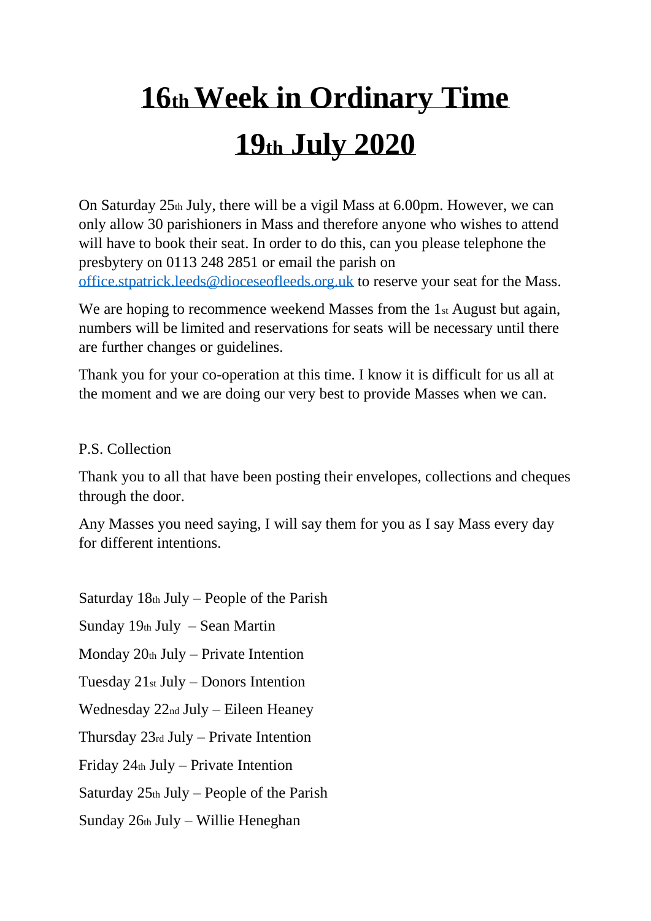# 16th Week in Ordinary Time

# 19th July 2020

On Saturday 25th July, there will be a vigil Mass at 6.00pm. However, we can only allow 30 parishioners in Mass and therefore anyone who wishes to attend will have to book their seat. In order to do this, can you please telephone the presbytery on 0113 248 2851 or email the parish on office.stpatrick.leeds@dioceseofleeds.org.uk to reserve your seat for the Mass.

We are hoping to recommence weekend Masses from the 1st August but again, numbers will be limited and reservations for seats will be necessary until there are further changes or guidelines.

Thank you for your co-operation at this time. I know it is difficult for us all at the moment and we are doing our very best to provide Masses when we can.

P.S. Collection

Thank you to all that have been posting their envelopes, collections and cheques through the door.

Any Masses you need saying, I will say them for you as I say Mass every day for different intentions.

Saturday 18th July – People of the Parish

Sunday 19th July – Sean Martin

Monday 20th July – Private Intention

Tuesday 21st July – Donors Intention

Wednesday 22nd July – Eileen Heaney

Thursday 23rd July – Private Intention

Friday 24th July – Private Intention

Saturday 25th July – People of the Parish

Sunday 26th July – Willie Heneghan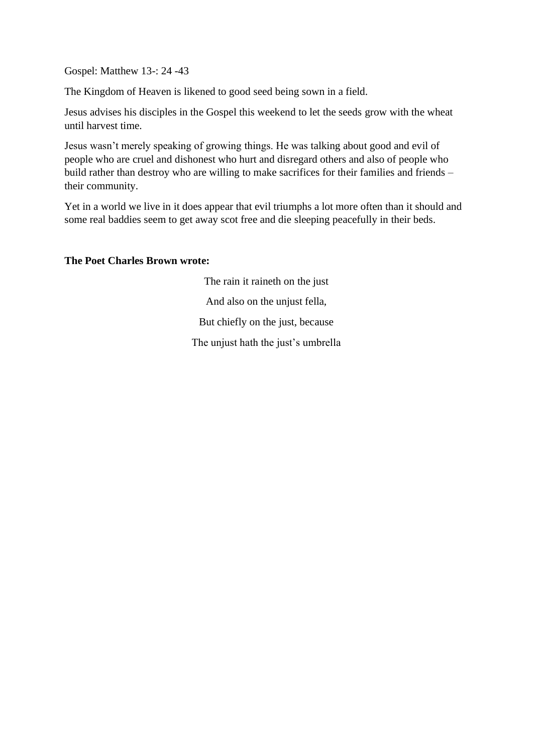Gospel: Matthew 13-: 24 -43

The Kingdom of Heaven is likened to good seed being sown in a field.

Jesus advises his disciples in the Gospel this weekend to let the seeds grow with the wheat until harvest time.

Jesus wasn't merely speaking of growing things. He was talking about good and evil of people who are cruel and dishonest who hurt and disregard others and also of people who build rather than destroy who are willing to make sacrifices for their families and friends – their community.

Yet in a world we live in it does appear that evil triumphs a lot more often than it should and some real baddies seem to get away scot free and die sleeping peacefully in their beds.

**The Poet Charles Brown wrote:**

The rain it raineth on the just

And also on the unjust fella,

But chiefly on the just, because

The unjust hath the just's umbrella